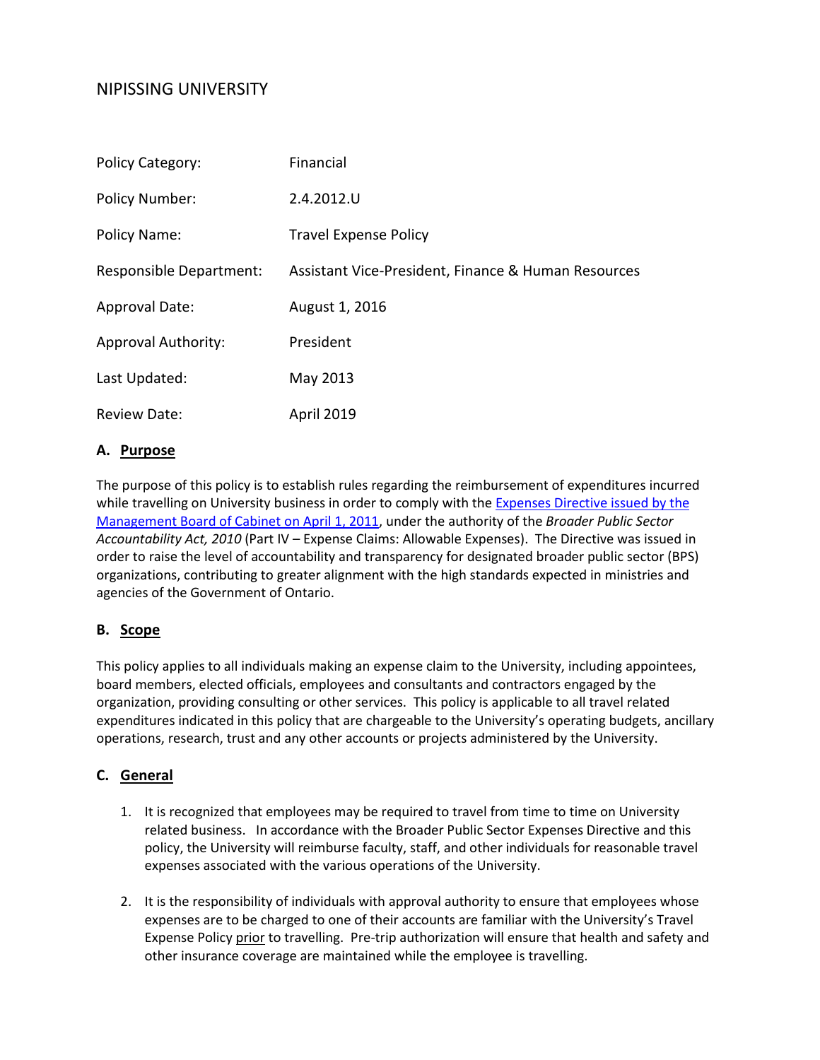# NIPISSING UNIVERSITY

| | |
|---|---|
| Policy Category: | Financial |
| Policy Number: | 2.4.2012.U |
| Policy Name: | Travel Expense Policy |
| Responsible Department: | Assistant Vice-President, Finance & Human Resources |
| Approval Date: | August 1, 2016 |
| Approval Authority: | President |
| Last Updated: | May 2013 |
| Review Date: | April 2019 |

## A. Purpose

The purpose of this policy is to establish rules regarding the reimbursement of expenditures incurred while travelling on University business in order to comply with the Expenses Directive issued by the Management Board of Cabinet on April 1, 2011, under the authority of the *Broader Public Sector Accountability Act, 2010* (Part IV – Expense Claims: Allowable Expenses). The Directive was issued in order to raise the level of accountability and transparency for designated broader public sector (BPS) organizations, contributing to greater alignment with the high standards expected in ministries and agencies of the Government of Ontario.

## B. Scope

This policy applies to all individuals making an expense claim to the University, including appointees, board members, elected officials, employees and consultants and contractors engaged by the organization, providing consulting or other services. This policy is applicable to all travel related expenditures indicated in this policy that are chargeable to the University's operating budgets, ancillary operations, research, trust and any other accounts or projects administered by the University.

## C. General

1. It is recognized that employees may be required to travel from time to time on University related business. In accordance with the Broader Public Sector Expenses Directive and this policy, the University will reimburse faculty, staff, and other individuals for reasonable travel expenses associated with the various operations of the University.

2. It is the responsibility of individuals with approval authority to ensure that employees whose expenses are to be charged to one of their accounts are familiar with the University's Travel Expense Policy prior to travelling. Pre-trip authorization will ensure that health and safety and other insurance coverage are maintained while the employee is travelling.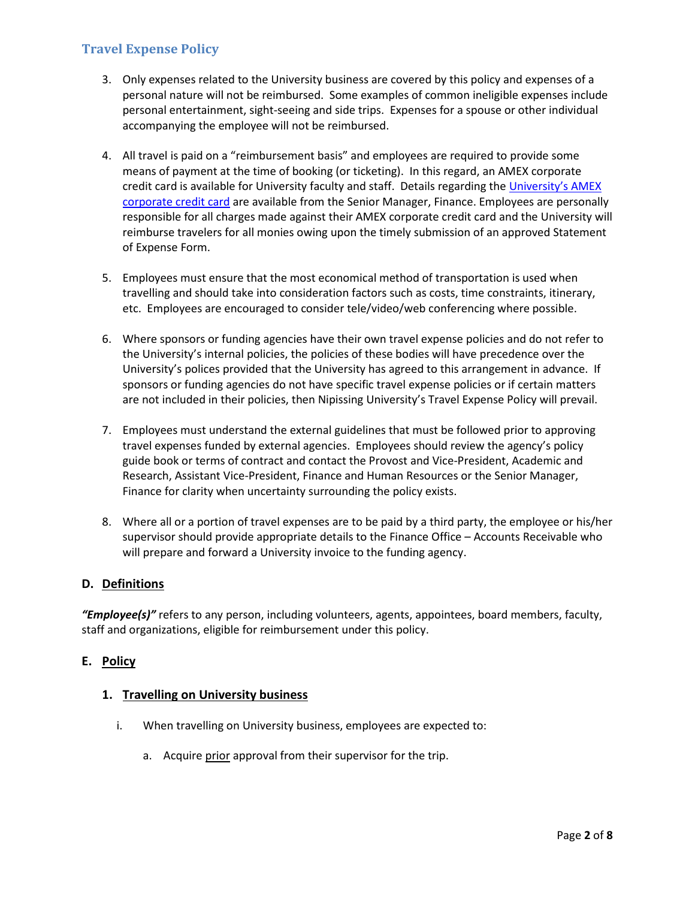3. Only expenses related to the University business are covered by this policy and expenses of a personal nature will not be reimbursed. Some examples of common ineligible expenses include personal entertainment, sight-seeing and side trips. Expenses for a spouse or other individual accompanying the employee will not be reimbursed.

4. All travel is paid on a "reimbursement basis" and employees are required to provide some means of payment at the time of booking (or ticketing). In this regard, an AMEX corporate credit card is available for University faculty and staff. Details regarding the University's AMEX corporate credit card are available from the Senior Manager, Finance. Employees are personally responsible for all charges made against their AMEX corporate credit card and the University will reimburse travelers for all monies owing upon the timely submission of an approved Statement of Expense Form.

5. Employees must ensure that the most economical method of transportation is used when travelling and should take into consideration factors such as costs, time constraints, itinerary, etc. Employees are encouraged to consider tele/video/web conferencing where possible.

6. Where sponsors or funding agencies have their own travel expense policies and do not refer to the University's internal policies, the policies of these bodies will have precedence over the University's polices provided that the University has agreed to this arrangement in advance. If sponsors or funding agencies do not have specific travel expense policies or if certain matters are not included in their policies, then Nipissing University's Travel Expense Policy will prevail.

7. Employees must understand the external guidelines that must be followed prior to approving travel expenses funded by external agencies. Employees should review the agency's policy guide book or terms of contract and contact the Provost and Vice-President, Academic and Research, Assistant Vice-President, Finance and Human Resources or the Senior Manager, Finance for clarity when uncertainty surrounding the policy exists.

8. Where all or a portion of travel expenses are to be paid by a third party, the employee or his/her supervisor should provide appropriate details to the Finance Office – Accounts Receivable who will prepare and forward a University invoice to the funding agency.

## D. Definitions

***"Employee(s)"*** refers to any person, including volunteers, agents, appointees, board members, faculty, staff and organizations, eligible for reimbursement under this policy.

## E. Policy

### 1. Travelling on University business

i. When travelling on University business, employees are expected to:

   a. Acquire prior approval from their supervisor for the trip.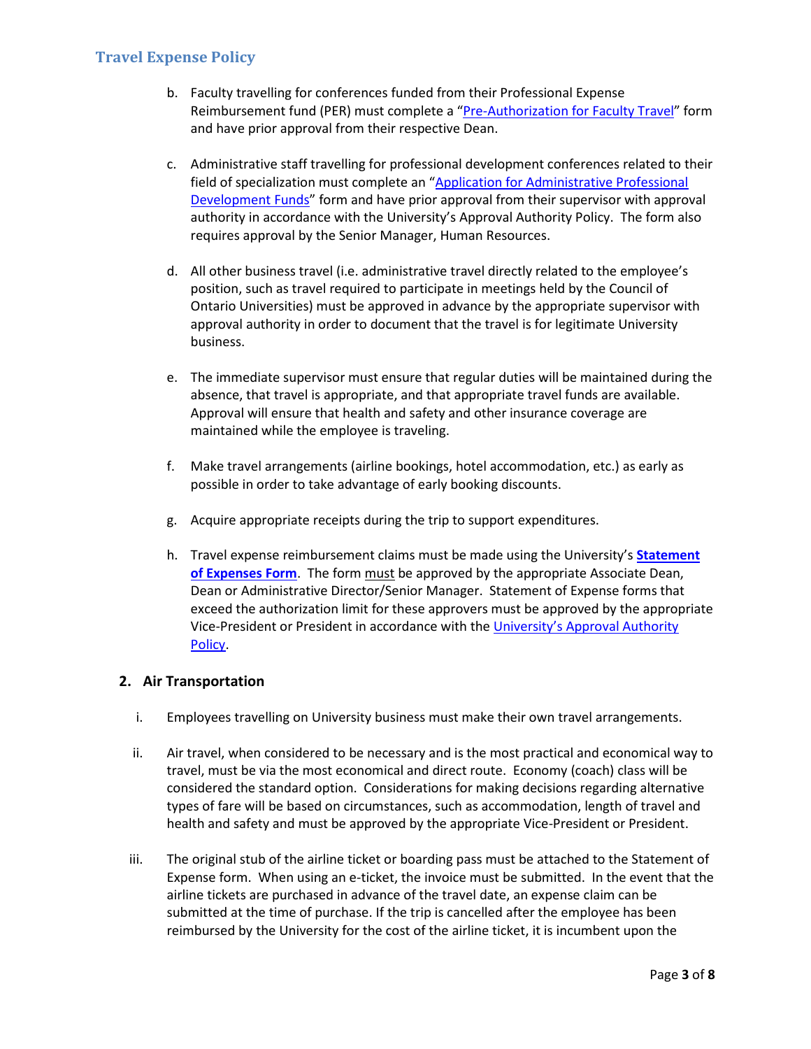b. Faculty travelling for conferences funded from their Professional Expense Reimbursement fund (PER) must complete a "[Pre-Authorization for Faculty Travel]" form and have prior approval from their respective Dean.

c. Administrative staff travelling for professional development conferences related to their field of specialization must complete an "[Application for Administrative Professional Development Funds]" form and have prior approval from their supervisor with approval authority in accordance with the University's Approval Authority Policy. The form also requires approval by the Senior Manager, Human Resources.

d. All other business travel (i.e. administrative travel directly related to the employee's position, such as travel required to participate in meetings held by the Council of Ontario Universities) must be approved in advance by the appropriate supervisor with approval authority in order to document that the travel is for legitimate University business.

e. The immediate supervisor must ensure that regular duties will be maintained during the absence, that travel is appropriate, and that appropriate travel funds are available. Approval will ensure that health and safety and other insurance coverage are maintained while the employee is traveling.

f. Make travel arrangements (airline bookings, hotel accommodation, etc.) as early as possible in order to take advantage of early booking discounts.

g. Acquire appropriate receipts during the trip to support expenditures.

h. Travel expense reimbursement claims must be made using the University's **Statement of Expenses Form**. The form must be approved by the appropriate Associate Dean, Dean or Administrative Director/Senior Manager. Statement of Expense forms that exceed the authorization limit for these approvers must be approved by the appropriate Vice-President or President in accordance with the University's Approval Authority Policy.

### 2. Air Transportation

i. Employees travelling on University business must make their own travel arrangements.

ii. Air travel, when considered to be necessary and is the most practical and economical way to travel, must be via the most economical and direct route. Economy (coach) class will be considered the standard option. Considerations for making decisions regarding alternative types of fare will be based on circumstances, such as accommodation, length of travel and health and safety and must be approved by the appropriate Vice-President or President.

iii. The original stub of the airline ticket or boarding pass must be attached to the Statement of Expense form. When using an e-ticket, the invoice must be submitted. In the event that the airline tickets are purchased in advance of the travel date, an expense claim can be submitted at the time of purchase. If the trip is cancelled after the employee has been reimbursed by the University for the cost of the airline ticket, it is incumbent upon the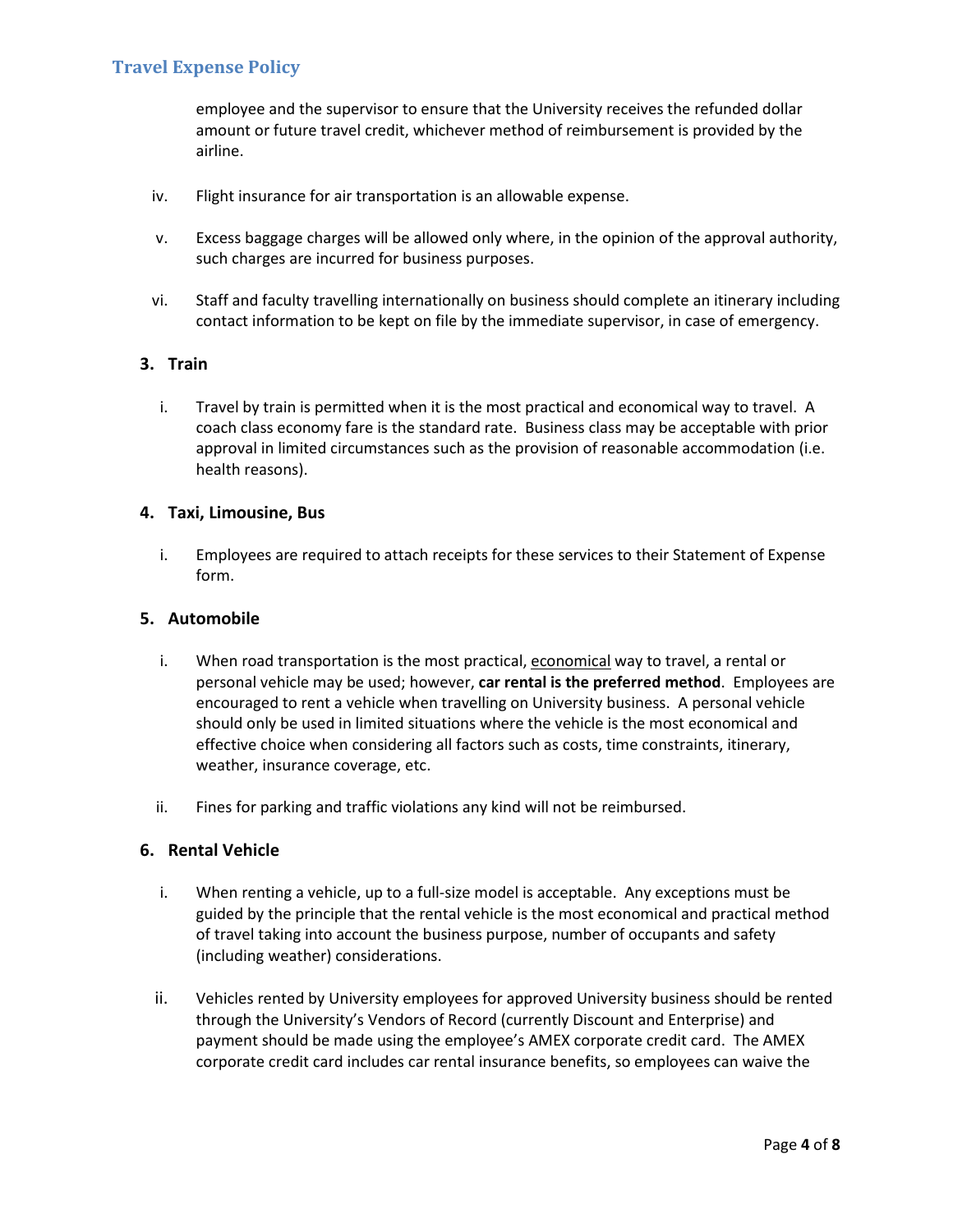employee and the supervisor to ensure that the University receives the refunded dollar amount or future travel credit, whichever method of reimbursement is provided by the airline.

iv. Flight insurance for air transportation is an allowable expense.

v. Excess baggage charges will be allowed only where, in the opinion of the approval authority, such charges are incurred for business purposes.

vi. Staff and faculty travelling internationally on business should complete an itinerary including contact information to be kept on file by the immediate supervisor, in case of emergency.

### 3. Train

i. Travel by train is permitted when it is the most practical and economical way to travel. A coach class economy fare is the standard rate. Business class may be acceptable with prior approval in limited circumstances such as the provision of reasonable accommodation (i.e. health reasons).

### 4. Taxi, Limousine, Bus

i. Employees are required to attach receipts for these services to their Statement of Expense form.

### 5. Automobile

i. When road transportation is the most practical, economical way to travel, a rental or personal vehicle may be used; however, **car rental is the preferred method**. Employees are encouraged to rent a vehicle when travelling on University business. A personal vehicle should only be used in limited situations where the vehicle is the most economical and effective choice when considering all factors such as costs, time constraints, itinerary, weather, insurance coverage, etc.

ii. Fines for parking and traffic violations any kind will not be reimbursed.

### 6. Rental Vehicle

i. When renting a vehicle, up to a full-size model is acceptable. Any exceptions must be guided by the principle that the rental vehicle is the most economical and practical method of travel taking into account the business purpose, number of occupants and safety (including weather) considerations.

ii. Vehicles rented by University employees for approved University business should be rented through the University's Vendors of Record (currently Discount and Enterprise) and payment should be made using the employee's AMEX corporate credit card. The AMEX corporate credit card includes car rental insurance benefits, so employees can waive the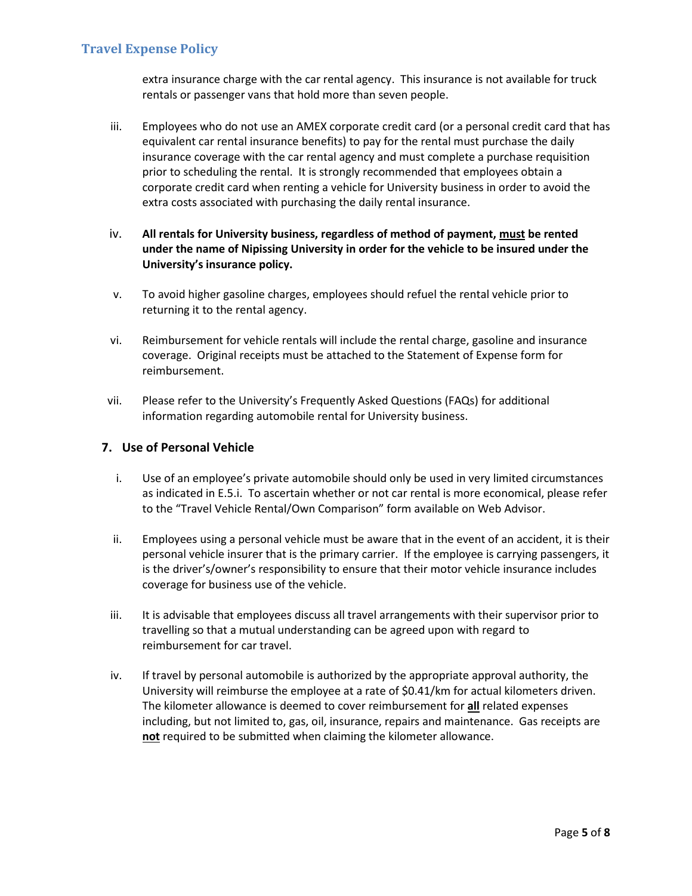extra insurance charge with the car rental agency. This insurance is not available for truck rentals or passenger vans that hold more than seven people.

iii. Employees who do not use an AMEX corporate credit card (or a personal credit card that has equivalent car rental insurance benefits) to pay for the rental must purchase the daily insurance coverage with the car rental agency and must complete a purchase requisition prior to scheduling the rental. It is strongly recommended that employees obtain a corporate credit card when renting a vehicle for University business in order to avoid the extra costs associated with purchasing the daily rental insurance.

iv. **All rentals for University business, regardless of method of payment, <u>must</u> be rented under the name of Nipissing University in order for the vehicle to be insured under the University's insurance policy.**

v. To avoid higher gasoline charges, employees should refuel the rental vehicle prior to returning it to the rental agency.

vi. Reimbursement for vehicle rentals will include the rental charge, gasoline and insurance coverage. Original receipts must be attached to the Statement of Expense form for reimbursement.

vii. Please refer to the University's Frequently Asked Questions (FAQs) for additional information regarding automobile rental for University business.

## 7. Use of Personal Vehicle

i. Use of an employee's private automobile should only be used in very limited circumstances as indicated in E.5.i. To ascertain whether or not car rental is more economical, please refer to the "Travel Vehicle Rental/Own Comparison" form available on Web Advisor.

ii. Employees using a personal vehicle must be aware that in the event of an accident, it is their personal vehicle insurer that is the primary carrier. If the employee is carrying passengers, it is the driver's/owner's responsibility to ensure that their motor vehicle insurance includes coverage for business use of the vehicle.

iii. It is advisable that employees discuss all travel arrangements with their supervisor prior to travelling so that a mutual understanding can be agreed upon with regard to reimbursement for car travel.

iv. If travel by personal automobile is authorized by the appropriate approval authority, the University will reimburse the employee at a rate of $0.41/km for actual kilometers driven. The kilometer allowance is deemed to cover reimbursement for **<u>all</u>** related expenses including, but not limited to, gas, oil, insurance, repairs and maintenance. Gas receipts are **<u>not</u>** required to be submitted when claiming the kilometer allowance.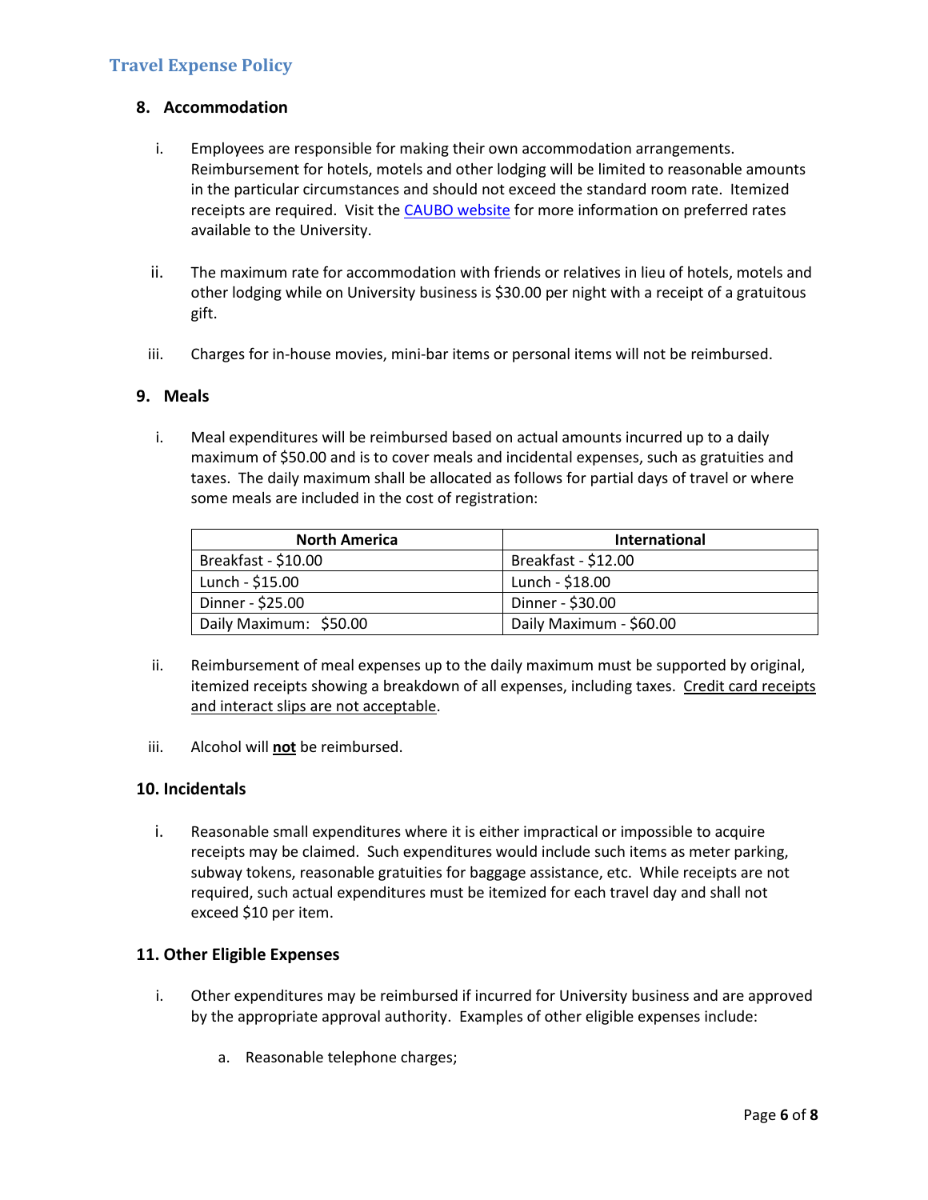## 8. Accommodation

i. Employees are responsible for making their own accommodation arrangements. Reimbursement for hotels, motels and other lodging will be limited to reasonable amounts in the particular circumstances and should not exceed the standard room rate. Itemized receipts are required. Visit the CAUBO website for more information on preferred rates available to the University.

ii. The maximum rate for accommodation with friends or relatives in lieu of hotels, motels and other lodging while on University business is $30.00 per night with a receipt of a gratuitous gift.

iii. Charges for in-house movies, mini-bar items or personal items will not be reimbursed.

## 9. Meals

i. Meal expenditures will be reimbursed based on actual amounts incurred up to a daily maximum of $50.00 and is to cover meals and incidental expenses, such as gratuities and taxes. The daily maximum shall be allocated as follows for partial days of travel or where some meals are included in the cost of registration:

| North America | International |
|---|---|
| Breakfast - $10.00 | Breakfast - $12.00 |
| Lunch - $15.00 | Lunch - $18.00 |
| Dinner - $25.00 | Dinner - $30.00 |
| Daily Maximum: $50.00 | Daily Maximum - $60.00 |

ii. Reimbursement of meal expenses up to the daily maximum must be supported by original, itemized receipts showing a breakdown of all expenses, including taxes. Credit card receipts and interact slips are not acceptable.

iii. Alcohol will **not** be reimbursed.

## 10. Incidentals

i. Reasonable small expenditures where it is either impractical or impossible to acquire receipts may be claimed. Such expenditures would include such items as meter parking, subway tokens, reasonable gratuities for baggage assistance, etc. While receipts are not required, such actual expenditures must be itemized for each travel day and shall not exceed $10 per item.

## 11. Other Eligible Expenses

i. Other expenditures may be reimbursed if incurred for University business and are approved by the appropriate approval authority. Examples of other eligible expenses include:

   a. Reasonable telephone charges;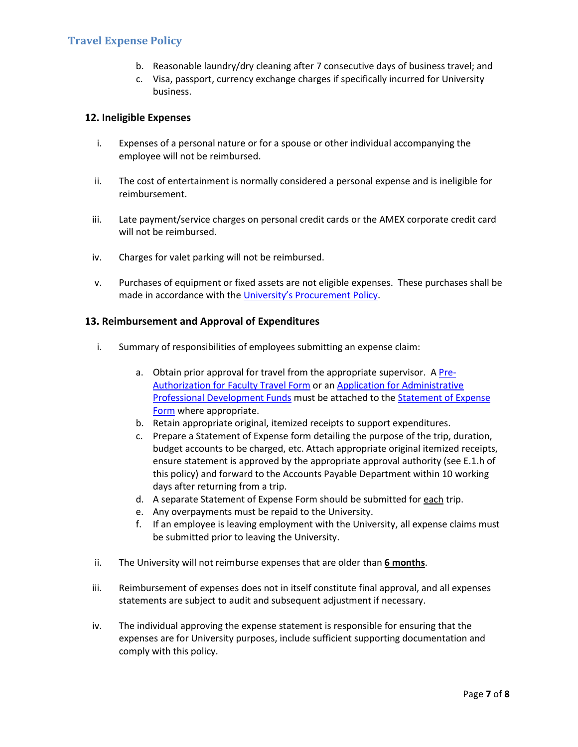b. Reasonable laundry/dry cleaning after 7 consecutive days of business travel; and
c. Visa, passport, currency exchange charges if specifically incurred for University business.

### 12. Ineligible Expenses

i. Expenses of a personal nature or for a spouse or other individual accompanying the employee will not be reimbursed.

ii. The cost of entertainment is normally considered a personal expense and is ineligible for reimbursement.

iii. Late payment/service charges on personal credit cards or the AMEX corporate credit card will not be reimbursed.

iv. Charges for valet parking will not be reimbursed.

v. Purchases of equipment or fixed assets are not eligible expenses. These purchases shall be made in accordance with the University's Procurement Policy.

### 13. Reimbursement and Approval of Expenditures

i. Summary of responsibilities of employees submitting an expense claim:

   a. Obtain prior approval for travel from the appropriate supervisor. A Pre-Authorization for Faculty Travel Form or an Application for Administrative Professional Development Funds must be attached to the Statement of Expense Form where appropriate.
   b. Retain appropriate original, itemized receipts to support expenditures.
   c. Prepare a Statement of Expense form detailing the purpose of the trip, duration, budget accounts to be charged, etc. Attach appropriate original itemized receipts, ensure statement is approved by the appropriate approval authority (see E.1.h of this policy) and forward to the Accounts Payable Department within 10 working days after returning from a trip.
   d. A separate Statement of Expense Form should be submitted for <u>each</u> trip.
   e. Any overpayments must be repaid to the University.
   f. If an employee is leaving employment with the University, all expense claims must be submitted prior to leaving the University.

ii. The University will not reimburse expenses that are older than **<u>6 months</u>**.

iii. Reimbursement of expenses does not in itself constitute final approval, and all expenses statements are subject to audit and subsequent adjustment if necessary.

iv. The individual approving the expense statement is responsible for ensuring that the expenses are for University purposes, include sufficient supporting documentation and comply with this policy.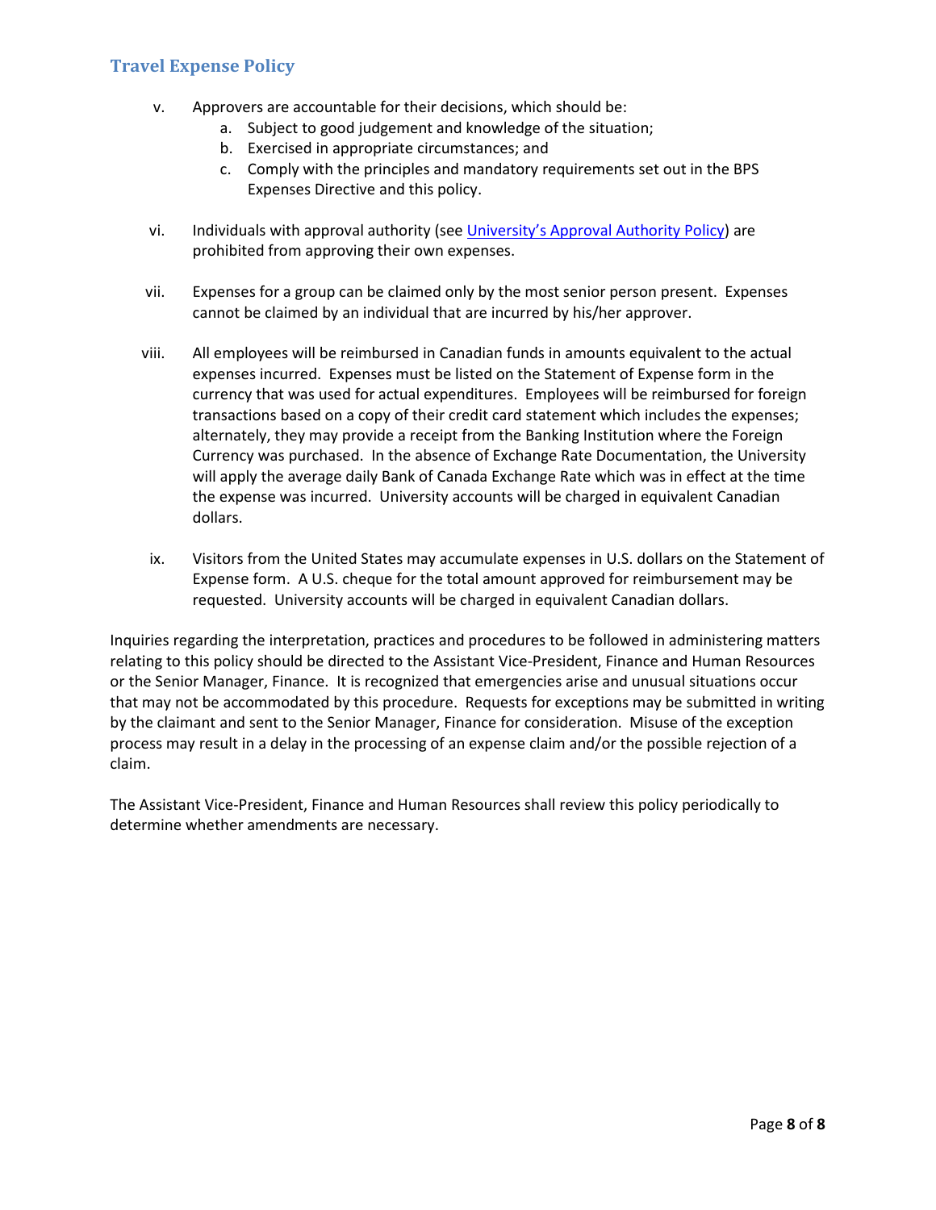v. Approvers are accountable for their decisions, which should be:
   a. Subject to good judgement and knowledge of the situation;
   b. Exercised in appropriate circumstances; and
   c. Comply with the principles and mandatory requirements set out in the BPS Expenses Directive and this policy.

vi. Individuals with approval authority (see [University's Approval Authority Policy]) are prohibited from approving their own expenses.

vii. Expenses for a group can be claimed only by the most senior person present. Expenses cannot be claimed by an individual that are incurred by his/her approver.

viii. All employees will be reimbursed in Canadian funds in amounts equivalent to the actual expenses incurred. Expenses must be listed on the Statement of Expense form in the currency that was used for actual expenditures. Employees will be reimbursed for foreign transactions based on a copy of their credit card statement which includes the expenses; alternately, they may provide a receipt from the Banking Institution where the Foreign Currency was purchased. In the absence of Exchange Rate Documentation, the University will apply the average daily Bank of Canada Exchange Rate which was in effect at the time the expense was incurred. University accounts will be charged in equivalent Canadian dollars.

ix. Visitors from the United States may accumulate expenses in U.S. dollars on the Statement of Expense form. A U.S. cheque for the total amount approved for reimbursement may be requested. University accounts will be charged in equivalent Canadian dollars.

Inquiries regarding the interpretation, practices and procedures to be followed in administering matters relating to this policy should be directed to the Assistant Vice-President, Finance and Human Resources or the Senior Manager, Finance. It is recognized that emergencies arise and unusual situations occur that may not be accommodated by this procedure. Requests for exceptions may be submitted in writing by the claimant and sent to the Senior Manager, Finance for consideration. Misuse of the exception process may result in a delay in the processing of an expense claim and/or the possible rejection of a claim.

The Assistant Vice-President, Finance and Human Resources shall review this policy periodically to determine whether amendments are necessary.